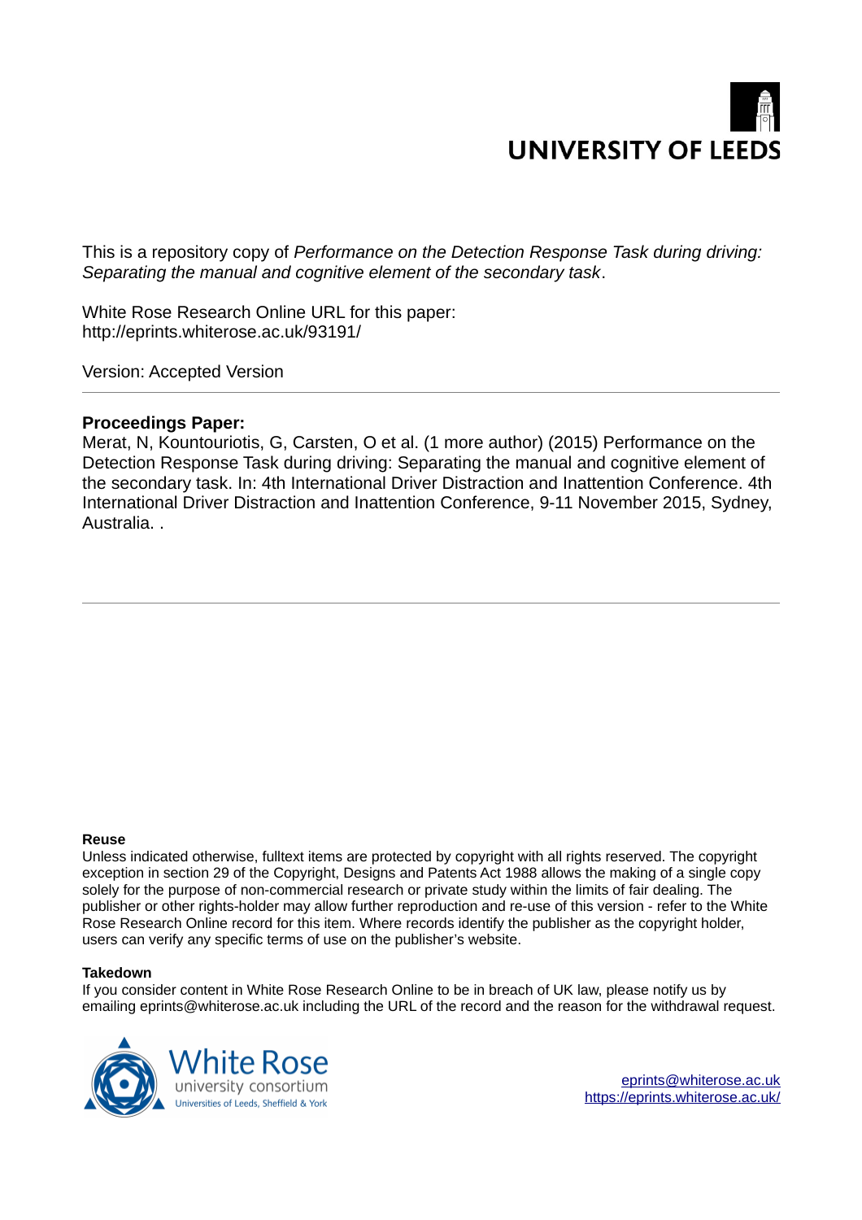UNIVERSITY OF LEEDS

This is a repository copy of *Performance on the Detection Response Task during driving: Separating the manual and cognitive element of the secondary task*.

White Rose Research Online URL for this paper:
http://eprints.whiterose.ac.uk/93191/

Version: Accepted Version

---

**Proceedings Paper:**

Merat, N, Kountouriotis, G, Carsten, O et al. (1 more author) (2015) Performance on the Detection Response Task during driving: Separating the manual and cognitive element of the secondary task. In: 4th International Driver Distraction and Inattention Conference. 4th International Driver Distraction and Inattention Conference, 9-11 November 2015, Sydney, Australia. .

---

**Reuse**

Unless indicated otherwise, fulltext items are protected by copyright with all rights reserved. The copyright exception in section 29 of the Copyright, Designs and Patents Act 1988 allows the making of a single copy solely for the purpose of non-commercial research or private study within the limits of fair dealing. The publisher or other rights-holder may allow further reproduction and re-use of this version - refer to the White Rose Research Online record for this item. Where records identify the publisher as the copyright holder, users can verify any specific terms of use on the publisher's website.

**Takedown**

If you consider content in White Rose Research Online to be in breach of UK law, please notify us by emailing eprints@whiterose.ac.uk including the URL of the record and the reason for the withdrawal request.

White Rose university consortium
Universities of Leeds, Sheffield & York

eprints@whiterose.ac.uk
https://eprints.whiterose.ac.uk/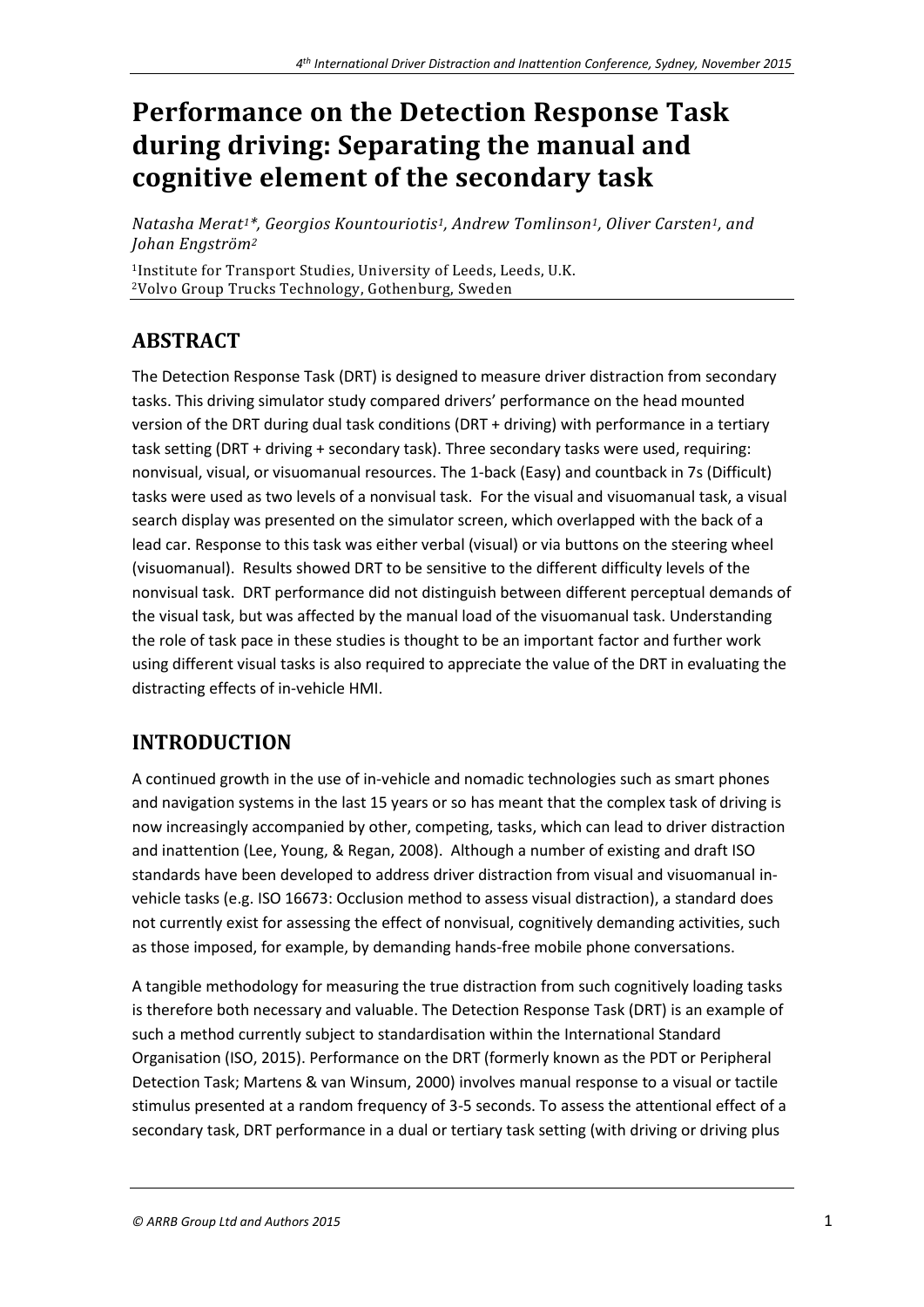# Performance on the Detection Response Task during driving: Separating the manual and cognitive element of the secondary task

*Natasha Merat[1]*, Georgios Kountouriotis[1], Andrew Tomlinson[1], Oliver Carsten[1], and Johan Engström[2]*

[1]Institute for Transport Studies, University of Leeds, Leeds, U.K.
[2]Volvo Group Trucks Technology, Gothenburg, Sweden

## ABSTRACT

The Detection Response Task (DRT) is designed to measure driver distraction from secondary tasks. This driving simulator study compared drivers' performance on the head mounted version of the DRT during dual task conditions (DRT + driving) with performance in a tertiary task setting (DRT + driving + secondary task). Three secondary tasks were used, requiring: nonvisual, visual, or visuomanual resources. The 1-back (Easy) and countback in 7s (Difficult) tasks were used as two levels of a nonvisual task. For the visual and visuomanual task, a visual search display was presented on the simulator screen, which overlapped with the back of a lead car. Response to this task was either verbal (visual) or via buttons on the steering wheel (visuomanual). Results showed DRT to be sensitive to the different difficulty levels of the nonvisual task. DRT performance did not distinguish between different perceptual demands of the visual task, but was affected by the manual load of the visuomanual task. Understanding the role of task pace in these studies is thought to be an important factor and further work using different visual tasks is also required to appreciate the value of the DRT in evaluating the distracting effects of in-vehicle HMI.

## INTRODUCTION

A continued growth in the use of in-vehicle and nomadic technologies such as smart phones and navigation systems in the last 15 years or so has meant that the complex task of driving is now increasingly accompanied by other, competing, tasks, which can lead to driver distraction and inattention (Lee, Young, & Regan, 2008). Although a number of existing and draft ISO standards have been developed to address driver distraction from visual and visuomanual in-vehicle tasks (e.g. ISO 16673: Occlusion method to assess visual distraction), a standard does not currently exist for assessing the effect of nonvisual, cognitively demanding activities, such as those imposed, for example, by demanding hands-free mobile phone conversations.

A tangible methodology for measuring the true distraction from such cognitively loading tasks is therefore both necessary and valuable. The Detection Response Task (DRT) is an example of such a method currently subject to standardisation within the International Standard Organisation (ISO, 2015). Performance on the DRT (formerly known as the PDT or Peripheral Detection Task; Martens & van Winsum, 2000) involves manual response to a visual or tactile stimulus presented at a random frequency of 3-5 seconds. To assess the attentional effect of a secondary task, DRT performance in a dual or tertiary task setting (with driving or driving plus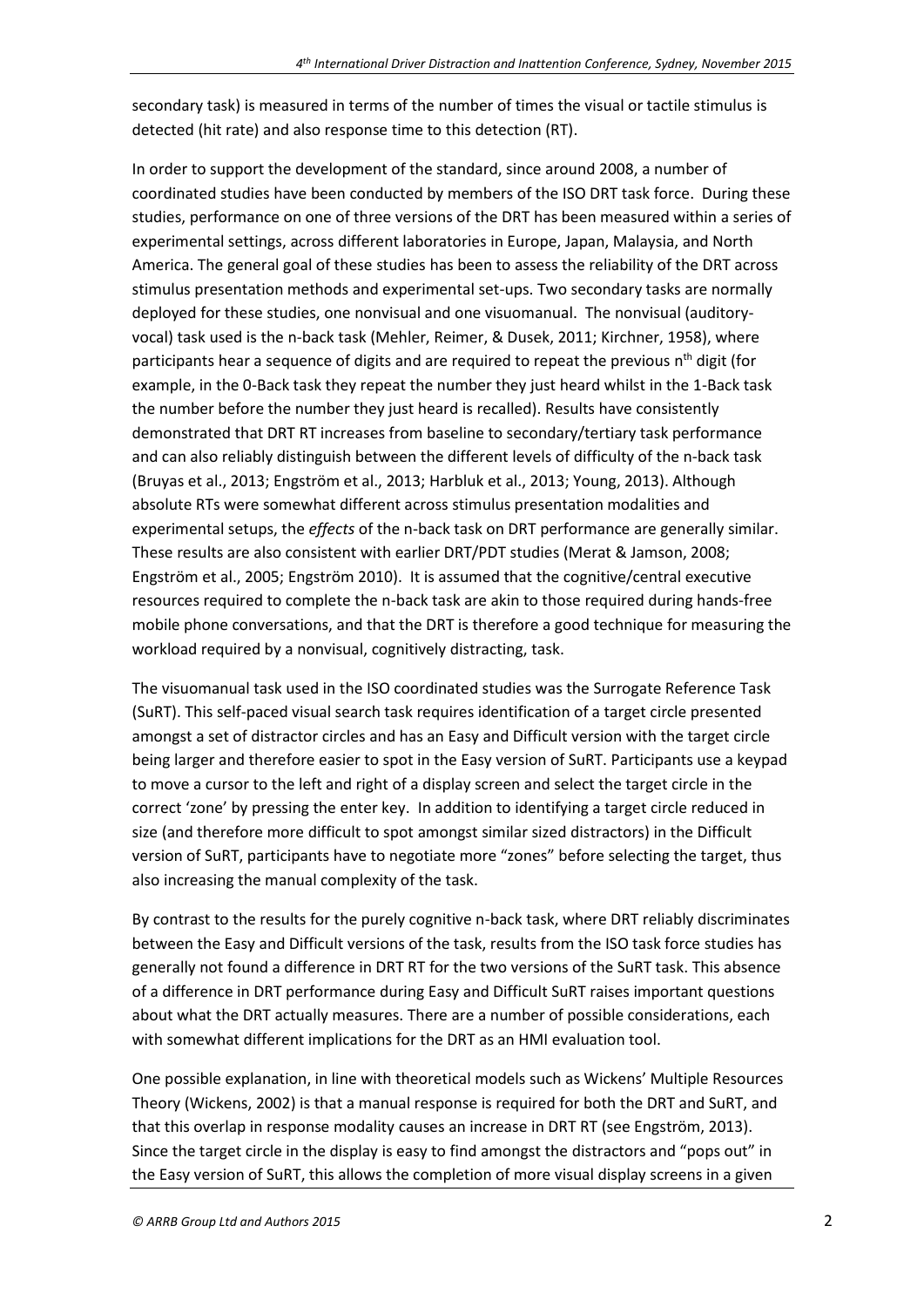secondary task) is measured in terms of the number of times the visual or tactile stimulus is detected (hit rate) and also response time to this detection (RT).

In order to support the development of the standard, since around 2008, a number of coordinated studies have been conducted by members of the ISO DRT task force. During these studies, performance on one of three versions of the DRT has been measured within a series of experimental settings, across different laboratories in Europe, Japan, Malaysia, and North America. The general goal of these studies has been to assess the reliability of the DRT across stimulus presentation methods and experimental set-ups. Two secondary tasks are normally deployed for these studies, one nonvisual and one visuomanual. The nonvisual (auditory-vocal) task used is the n-back task (Mehler, Reimer, & Dusek, 2011; Kirchner, 1958), where participants hear a sequence of digits and are required to repeat the previous $n^{th}$ digit (for example, in the 0-Back task they repeat the number they just heard whilst in the 1-Back task the number before the number they just heard is recalled). Results have consistently demonstrated that DRT RT increases from baseline to secondary/tertiary task performance and can also reliably distinguish between the different levels of difficulty of the n-back task (Bruyas et al., 2013; Engström et al., 2013; Harbluk et al., 2013; Young, 2013). Although absolute RTs were somewhat different across stimulus presentation modalities and experimental setups, the *effects* of the n-back task on DRT performance are generally similar. These results are also consistent with earlier DRT/PDT studies (Merat & Jamson, 2008; Engström et al., 2005; Engström 2010). It is assumed that the cognitive/central executive resources required to complete the n-back task are akin to those required during hands-free mobile phone conversations, and that the DRT is therefore a good technique for measuring the workload required by a nonvisual, cognitively distracting, task.

The visuomanual task used in the ISO coordinated studies was the Surrogate Reference Task (SuRT). This self-paced visual search task requires identification of a target circle presented amongst a set of distractor circles and has an Easy and Difficult version with the target circle being larger and therefore easier to spot in the Easy version of SuRT. Participants use a keypad to move a cursor to the left and right of a display screen and select the target circle in the correct 'zone' by pressing the enter key. In addition to identifying a target circle reduced in size (and therefore more difficult to spot amongst similar sized distractors) in the Difficult version of SuRT, participants have to negotiate more "zones" before selecting the target, thus also increasing the manual complexity of the task.

By contrast to the results for the purely cognitive n-back task, where DRT reliably discriminates between the Easy and Difficult versions of the task, results from the ISO task force studies has generally not found a difference in DRT RT for the two versions of the SuRT task. This absence of a difference in DRT performance during Easy and Difficult SuRT raises important questions about what the DRT actually measures. There are a number of possible considerations, each with somewhat different implications for the DRT as an HMI evaluation tool.

One possible explanation, in line with theoretical models such as Wickens' Multiple Resources Theory (Wickens, 2002) is that a manual response is required for both the DRT and SuRT, and that this overlap in response modality causes an increase in DRT RT (see Engström, 2013). Since the target circle in the display is easy to find amongst the distractors and "pops out" in the Easy version of SuRT, this allows the completion of more visual display screens in a given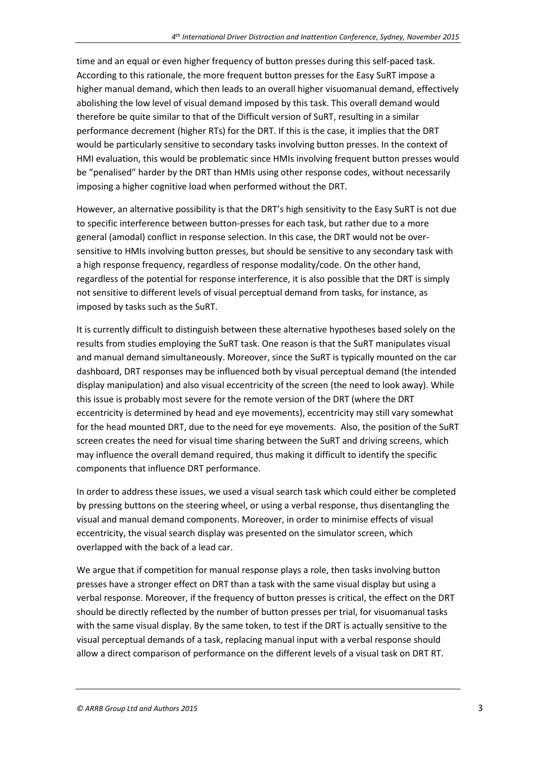time and an equal or even higher frequency of button presses during this self-paced task. According to this rationale, the more frequent button presses for the Easy SuRT impose a higher manual demand, which then leads to an overall higher visuomanual demand, effectively abolishing the low level of visual demand imposed by this task. This overall demand would therefore be quite similar to that of the Difficult version of SuRT, resulting in a similar performance decrement (higher RTs) for the DRT. If this is the case, it implies that the DRT would be particularly sensitive to secondary tasks involving button presses. In the context of HMI evaluation, this would be problematic since HMIs involving frequent button presses would be "penalised" harder by the DRT than HMIs using other response codes, without necessarily imposing a higher cognitive load when performed without the DRT.

However, an alternative possibility is that the DRT's high sensitivity to the Easy SuRT is not due to specific interference between button-presses for each task, but rather due to a more general (amodal) conflict in response selection. In this case, the DRT would not be over-sensitive to HMIs involving button presses, but should be sensitive to any secondary task with a high response frequency, regardless of response modality/code. On the other hand, regardless of the potential for response interference, it is also possible that the DRT is simply not sensitive to different levels of visual perceptual demand from tasks, for instance, as imposed by tasks such as the SuRT.

It is currently difficult to distinguish between these alternative hypotheses based solely on the results from studies employing the SuRT task. One reason is that the SuRT manipulates visual and manual demand simultaneously. Moreover, since the SuRT is typically mounted on the car dashboard, DRT responses may be influenced both by visual perceptual demand (the intended display manipulation) and also visual eccentricity of the screen (the need to look away). While this issue is probably most severe for the remote version of the DRT (where the DRT eccentricity is determined by head and eye movements), eccentricity may still vary somewhat for the head mounted DRT, due to the need for eye movements. Also, the position of the SuRT screen creates the need for visual time sharing between the SuRT and driving screens, which may influence the overall demand required, thus making it difficult to identify the specific components that influence DRT performance.

In order to address these issues, we used a visual search task which could either be completed by pressing buttons on the steering wheel, or using a verbal response, thus disentangling the visual and manual demand components. Moreover, in order to minimise effects of visual eccentricity, the visual search display was presented on the simulator screen, which overlapped with the back of a lead car.

We argue that if competition for manual response plays a role, then tasks involving button presses have a stronger effect on DRT than a task with the same visual display but using a verbal response. Moreover, if the frequency of button presses is critical, the effect on the DRT should be directly reflected by the number of button presses per trial, for visuomanual tasks with the same visual display. By the same token, to test if the DRT is actually sensitive to the visual perceptual demands of a task, replacing manual input with a verbal response should allow a direct comparison of performance on the different levels of a visual task on DRT RT.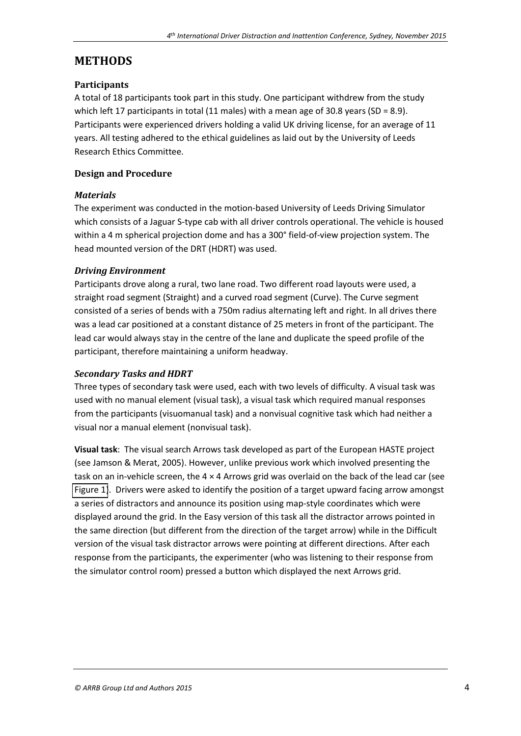# METHODS

## Participants

A total of 18 participants took part in this study. One participant withdrew from the study which left 17 participants in total (11 males) with a mean age of 30.8 years (SD = 8.9). Participants were experienced drivers holding a valid UK driving license, for an average of 11 years. All testing adhered to the ethical guidelines as laid out by the University of Leeds Research Ethics Committee.

## Design and Procedure

### *Materials*

The experiment was conducted in the motion-based University of Leeds Driving Simulator which consists of a Jaguar S-type cab with all driver controls operational. The vehicle is housed within a 4 m spherical projection dome and has a 300° field-of-view projection system. The head mounted version of the DRT (HDRT) was used.

### *Driving Environment*

Participants drove along a rural, two lane road. Two different road layouts were used, a straight road segment (Straight) and a curved road segment (Curve). The Curve segment consisted of a series of bends with a 750m radius alternating left and right. In all drives there was a lead car positioned at a constant distance of 25 meters in front of the participant. The lead car would always stay in the centre of the lane and duplicate the speed profile of the participant, therefore maintaining a uniform headway.

### *Secondary Tasks and HDRT*

Three types of secondary task were used, each with two levels of difficulty. A visual task was used with no manual element (visual task), a visual task which required manual responses from the participants (visuomanual task) and a nonvisual cognitive task which had neither a visual nor a manual element (nonvisual task).

**Visual task**: The visual search Arrows task developed as part of the European HASTE project (see Jamson & Merat, 2005). However, unlike previous work which involved presenting the task on an in-vehicle screen, the 4 × 4 Arrows grid was overlaid on the back of the lead car (see Figure 1). Drivers were asked to identify the position of a target upward facing arrow amongst a series of distractors and announce its position using map-style coordinates which were displayed around the grid. In the Easy version of this task all the distractor arrows pointed in the same direction (but different from the direction of the target arrow) while in the Difficult version of the visual task distractor arrows were pointing at different directions. After each response from the participants, the experimenter (who was listening to their response from the simulator control room) pressed a button which displayed the next Arrows grid.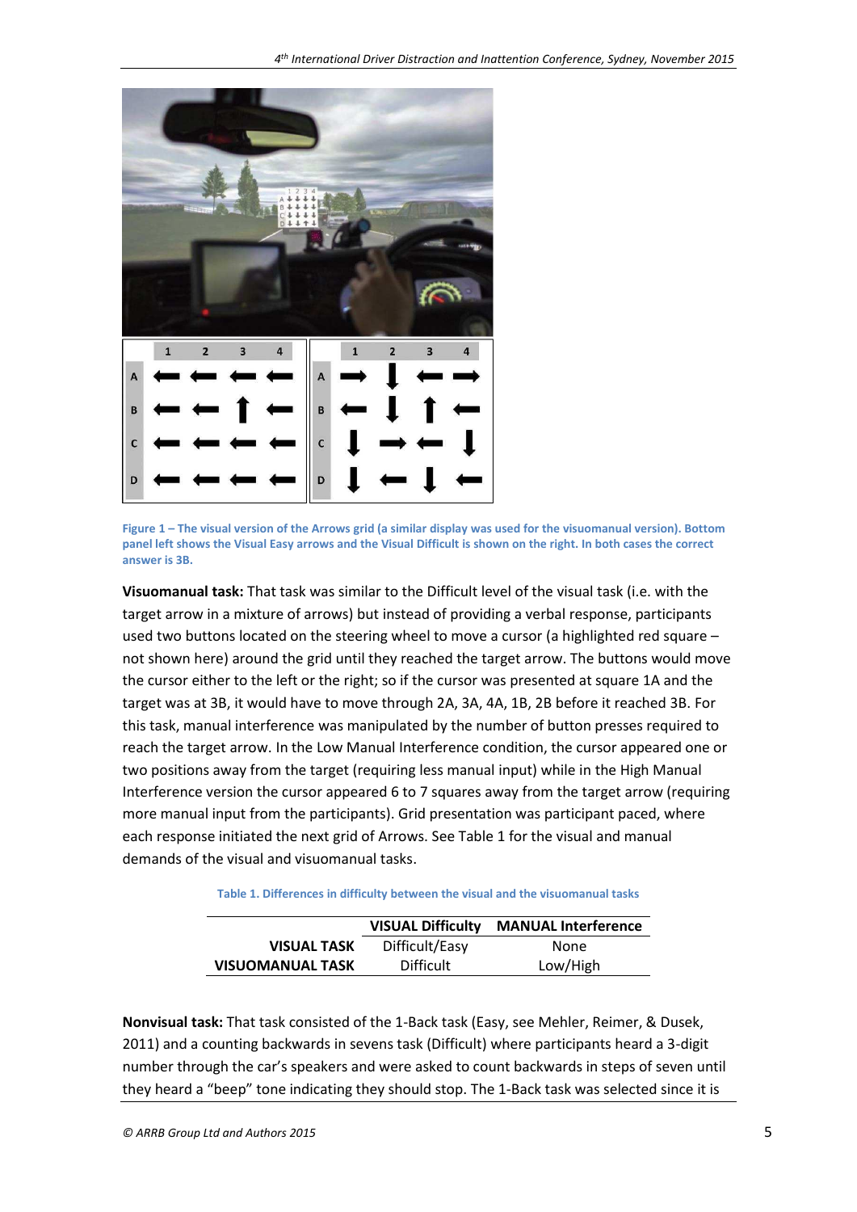Figure 1 – The visual version of the Arrows grid (a similar display was used for the visuomanual version). Bottom panel left shows the Visual Easy arrows and the Visual Difficult is shown on the right. In both cases the correct answer is 3B.

**Visuomanual task:** That task was similar to the Difficult level of the visual task (i.e. with the target arrow in a mixture of arrows) but instead of providing a verbal response, participants used two buttons located on the steering wheel to move a cursor (a highlighted red square – not shown here) around the grid until they reached the target arrow. The buttons would move the cursor either to the left or the right; so if the cursor was presented at square 1A and the target was at 3B, it would have to move through 2A, 3A, 4A, 1B, 2B before it reached 3B. For this task, manual interference was manipulated by the number of button presses required to reach the target arrow. In the Low Manual Interference condition, the cursor appeared one or two positions away from the target (requiring less manual input) while in the High Manual Interference version the cursor appeared 6 to 7 squares away from the target arrow (requiring more manual input from the participants). Grid presentation was participant paced, where each response initiated the next grid of Arrows. See Table 1 for the visual and manual demands of the visual and visuomanual tasks.

Table 1. Differences in difficulty between the visual and the visuomanual tasks

| | VISUAL Difficulty | MANUAL Interference |
|---|---|---|
| **VISUAL TASK** | Difficult/Easy | None |
| **VISUOMANUAL TASK** | Difficult | Low/High |

**Nonvisual task:** That task consisted of the 1-Back task (Easy, see Mehler, Reimer, & Dusek, 2011) and a counting backwards in sevens task (Difficult) where participants heard a 3-digit number through the car's speakers and were asked to count backwards in steps of seven until they heard a "beep" tone indicating they should stop. The 1-Back task was selected since it is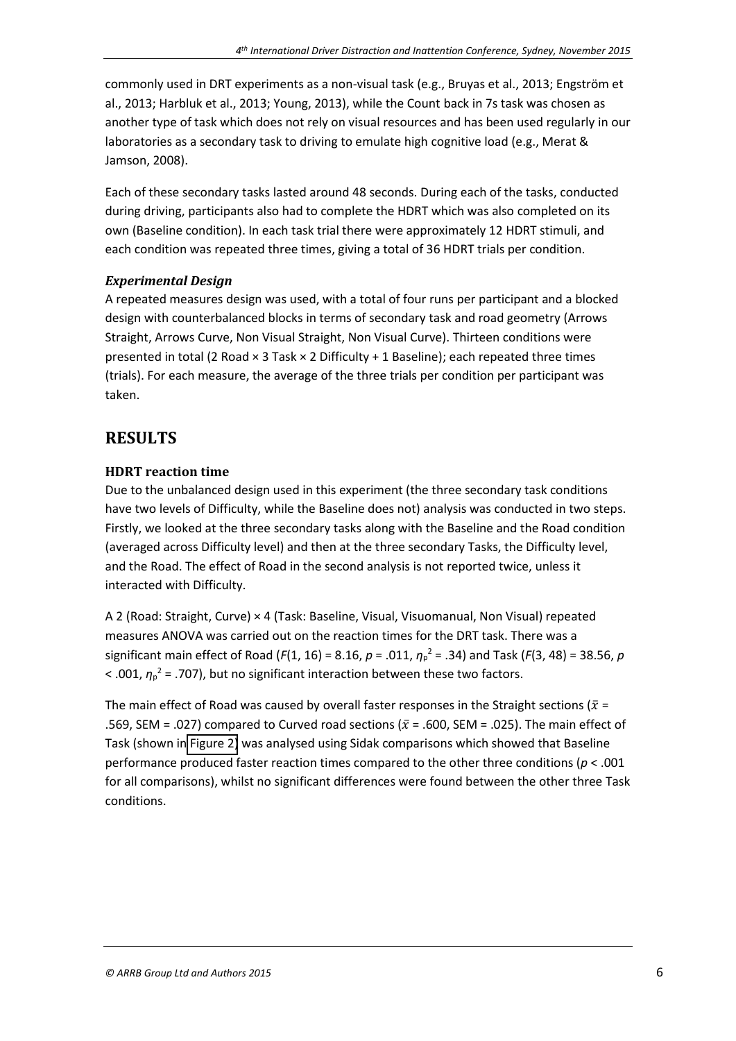commonly used in DRT experiments as a non-visual task (e.g., Bruyas et al., 2013; Engström et al., 2013; Harbluk et al., 2013; Young, 2013), while the Count back in 7s task was chosen as another type of task which does not rely on visual resources and has been used regularly in our laboratories as a secondary task to driving to emulate high cognitive load (e.g., Merat & Jamson, 2008).

Each of these secondary tasks lasted around 48 seconds. During each of the tasks, conducted during driving, participants also had to complete the HDRT which was also completed on its own (Baseline condition). In each task trial there were approximately 12 HDRT stimuli, and each condition was repeated three times, giving a total of 36 HDRT trials per condition.

### *Experimental Design*

A repeated measures design was used, with a total of four runs per participant and a blocked design with counterbalanced blocks in terms of secondary task and road geometry (Arrows Straight, Arrows Curve, Non Visual Straight, Non Visual Curve). Thirteen conditions were presented in total (2 Road × 3 Task × 2 Difficulty + 1 Baseline); each repeated three times (trials). For each measure, the average of the three trials per condition per participant was taken.

## RESULTS

### HDRT reaction time

Due to the unbalanced design used in this experiment (the three secondary task conditions have two levels of Difficulty, while the Baseline does not) analysis was conducted in two steps. Firstly, we looked at the three secondary tasks along with the Baseline and the Road condition (averaged across Difficulty level) and then at the three secondary Tasks, the Difficulty level, and the Road. The effect of Road in the second analysis is not reported twice, unless it interacted with Difficulty.

A 2 (Road: Straight, Curve) × 4 (Task: Baseline, Visual, Visuomanual, Non Visual) repeated measures ANOVA was carried out on the reaction times for the DRT task. There was a significant main effect of Road ($F(1, 16) = 8.16$, $p = .011$, $\eta_p^2 = .34$) and Task ($F(3, 48) = 38.56$, $p < .001$, $\eta_p^2 = .707$), but no significant interaction between these two factors.

The main effect of Road was caused by overall faster responses in the Straight sections ($\bar{x}$ = .569, SEM = .027) compared to Curved road sections ($\bar{x}$ = .600, SEM = .025). The main effect of Task (shown in Figure 2) was analysed using Sidak comparisons which showed that Baseline performance produced faster reaction times compared to the other three conditions ($p < .001$ for all comparisons), whilst no significant differences were found between the other three Task conditions.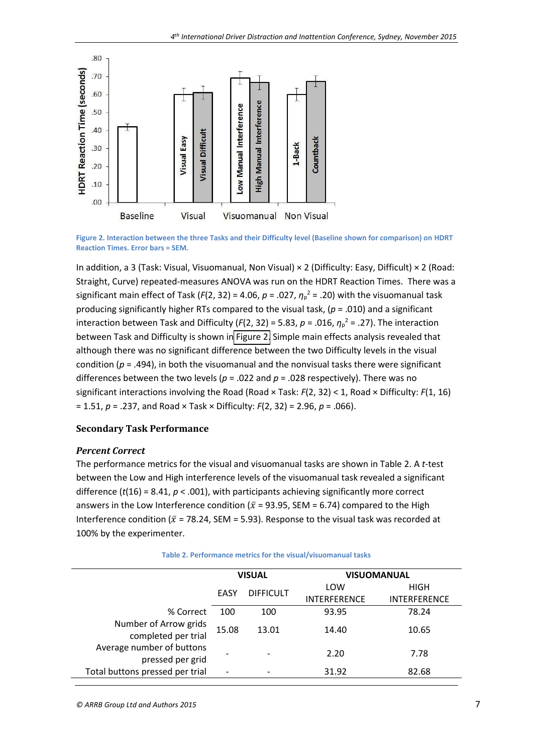Figure 2. Interaction between the three Tasks and their Difficulty level (Baseline shown for comparison) on HDRT Reaction Times. Error bars = SEM.

In addition, a 3 (Task: Visual, Visuomanual, Non Visual) × 2 (Difficulty: Easy, Difficult) × 2 (Road: Straight, Curve) repeated-measures ANOVA was run on the HDRT Reaction Times. There was a significant main effect of Task ($F(2, 32) = 4.06$, $p = .027$, $\eta_p^2 = .20$) with the visuomanual task producing significantly higher RTs compared to the visual task, ($p = .010$) and a significant interaction between Task and Difficulty ($F(2, 32) = 5.83$, $p = .016$, $\eta_p^2 = .27$). The interaction between Task and Difficulty is shown in Figure 2. Simple main effects analysis revealed that although there was no significant difference between the two Difficulty levels in the visual condition ($p = .494$), in both the visuomanual and the nonvisual tasks there were significant differences between the two levels ($p = .022$ and $p = .028$ respectively). There was no significant interactions involving the Road (Road × Task: $F(2, 32) < 1$, Road × Difficulty: $F(1, 16) = 1.51$, $p = .237$, and Road × Task × Difficulty: $F(2, 32) = 2.96$, $p = .066$).

### Secondary Task Performance

#### *Percent Correct*

The performance metrics for the visual and visuomanual tasks are shown in Table 2. A *t*-test between the Low and High interference levels of the visuomanual task revealed a significant difference ($t(16) = 8.41$, $p < .001$), with participants achieving significantly more correct answers in the Low Interference condition ($\bar{x} = 93.95$, SEM = 6.74) compared to the High Interference condition ($\bar{x} = 78.24$, SEM = 5.93). Response to the visual task was recorded at 100% by the experimenter.

Table 2. Performance metrics for the visual/visuomanual tasks

| | VISUAL | | VISUOMANUAL | |
|---|---|---|---|---|
| | EASY | DIFFICULT | LOW INTERFERENCE | HIGH INTERFERENCE |
| % Correct | 100 | 100 | 93.95 | 78.24 |
| Number of Arrow grids completed per trial | 15.08 | 13.01 | 14.40 | 10.65 |
| Average number of buttons pressed per grid | - | - | 2.20 | 7.78 |
| Total buttons pressed per trial | - | - | 31.92 | 82.68 |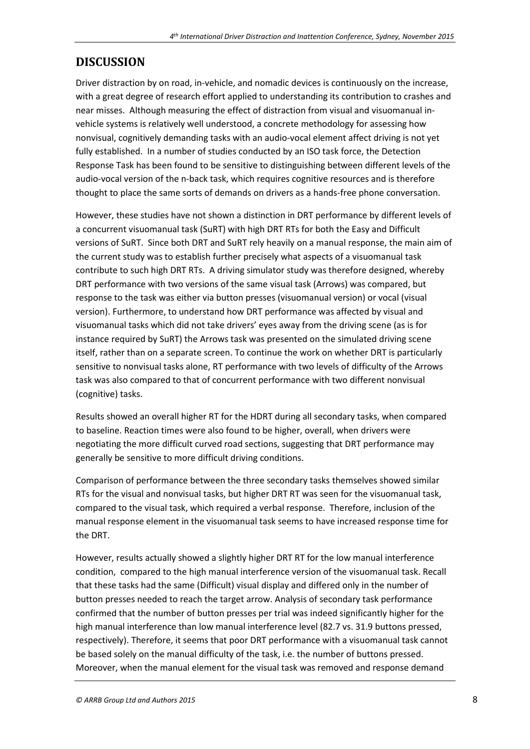## DISCUSSION

Driver distraction by on road, in-vehicle, and nomadic devices is continuously on the increase, with a great degree of research effort applied to understanding its contribution to crashes and near misses. Although measuring the effect of distraction from visual and visuomanual in-vehicle systems is relatively well understood, a concrete methodology for assessing how nonvisual, cognitively demanding tasks with an audio-vocal element affect driving is not yet fully established. In a number of studies conducted by an ISO task force, the Detection Response Task has been found to be sensitive to distinguishing between different levels of the audio-vocal version of the n-back task, which requires cognitive resources and is therefore thought to place the same sorts of demands on drivers as a hands-free phone conversation.

However, these studies have not shown a distinction in DRT performance by different levels of a concurrent visuomanual task (SuRT) with high DRT RTs for both the Easy and Difficult versions of SuRT. Since both DRT and SuRT rely heavily on a manual response, the main aim of the current study was to establish further precisely what aspects of a visuomanual task contribute to such high DRT RTs. A driving simulator study was therefore designed, whereby DRT performance with two versions of the same visual task (Arrows) was compared, but response to the task was either via button presses (visuomanual version) or vocal (visual version). Furthermore, to understand how DRT performance was affected by visual and visuomanual tasks which did not take drivers' eyes away from the driving scene (as is for instance required by SuRT) the Arrows task was presented on the simulated driving scene itself, rather than on a separate screen. To continue the work on whether DRT is particularly sensitive to nonvisual tasks alone, RT performance with two levels of difficulty of the Arrows task was also compared to that of concurrent performance with two different nonvisual (cognitive) tasks.

Results showed an overall higher RT for the HDRT during all secondary tasks, when compared to baseline. Reaction times were also found to be higher, overall, when drivers were negotiating the more difficult curved road sections, suggesting that DRT performance may generally be sensitive to more difficult driving conditions.

Comparison of performance between the three secondary tasks themselves showed similar RTs for the visual and nonvisual tasks, but higher DRT RT was seen for the visuomanual task, compared to the visual task, which required a verbal response. Therefore, inclusion of the manual response element in the visuomanual task seems to have increased response time for the DRT.

However, results actually showed a slightly higher DRT RT for the low manual interference condition, compared to the high manual interference version of the visuomanual task. Recall that these tasks had the same (Difficult) visual display and differed only in the number of button presses needed to reach the target arrow. Analysis of secondary task performance confirmed that the number of button presses per trial was indeed significantly higher for the high manual interference than low manual interference level (82.7 vs. 31.9 buttons pressed, respectively). Therefore, it seems that poor DRT performance with a visuomanual task cannot be based solely on the manual difficulty of the task, i.e. the number of buttons pressed. Moreover, when the manual element for the visual task was removed and response demand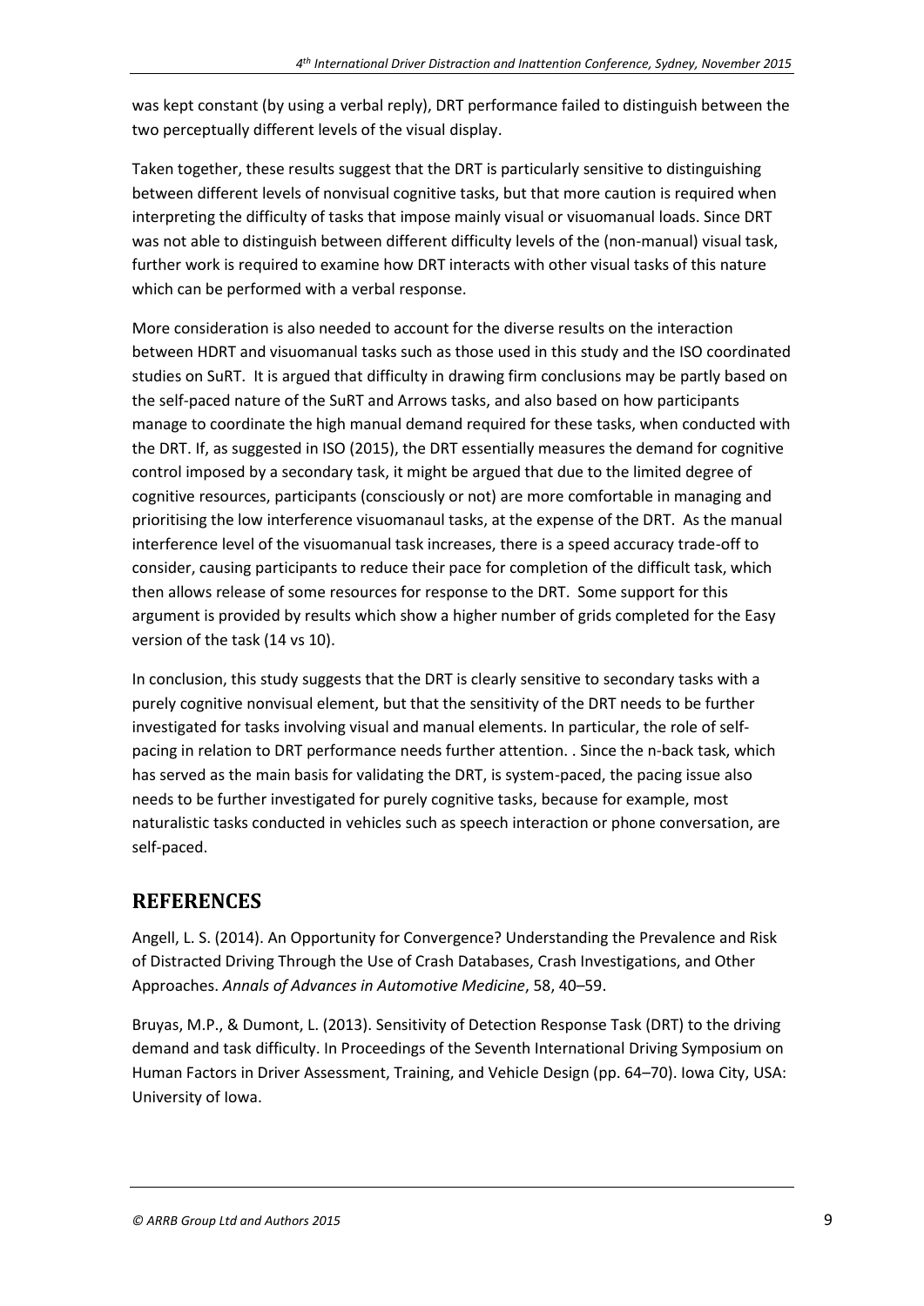was kept constant (by using a verbal reply), DRT performance failed to distinguish between the two perceptually different levels of the visual display.

Taken together, these results suggest that the DRT is particularly sensitive to distinguishing between different levels of nonvisual cognitive tasks, but that more caution is required when interpreting the difficulty of tasks that impose mainly visual or visuomanual loads. Since DRT was not able to distinguish between different difficulty levels of the (non-manual) visual task, further work is required to examine how DRT interacts with other visual tasks of this nature which can be performed with a verbal response.

More consideration is also needed to account for the diverse results on the interaction between HDRT and visuomanual tasks such as those used in this study and the ISO coordinated studies on SuRT. It is argued that difficulty in drawing firm conclusions may be partly based on the self-paced nature of the SuRT and Arrows tasks, and also based on how participants manage to coordinate the high manual demand required for these tasks, when conducted with the DRT. If, as suggested in ISO (2015), the DRT essentially measures the demand for cognitive control imposed by a secondary task, it might be argued that due to the limited degree of cognitive resources, participants (consciously or not) are more comfortable in managing and prioritising the low interference visuomanaul tasks, at the expense of the DRT. As the manual interference level of the visuomanual task increases, there is a speed accuracy trade-off to consider, causing participants to reduce their pace for completion of the difficult task, which then allows release of some resources for response to the DRT. Some support for this argument is provided by results which show a higher number of grids completed for the Easy version of the task (14 vs 10).

In conclusion, this study suggests that the DRT is clearly sensitive to secondary tasks with a purely cognitive nonvisual element, but that the sensitivity of the DRT needs to be further investigated for tasks involving visual and manual elements. In particular, the role of self-pacing in relation to DRT performance needs further attention. . Since the n-back task, which has served as the main basis for validating the DRT, is system-paced, the pacing issue also needs to be further investigated for purely cognitive tasks, because for example, most naturalistic tasks conducted in vehicles such as speech interaction or phone conversation, are self-paced.

## REFERENCES

Angell, L. S. (2014). An Opportunity for Convergence? Understanding the Prevalence and Risk of Distracted Driving Through the Use of Crash Databases, Crash Investigations, and Other Approaches. *Annals of Advances in Automotive Medicine*, 58, 40–59.

Bruyas, M.P., & Dumont, L. (2013). Sensitivity of Detection Response Task (DRT) to the driving demand and task difficulty. In Proceedings of the Seventh International Driving Symposium on Human Factors in Driver Assessment, Training, and Vehicle Design (pp. 64–70). Iowa City, USA: University of Iowa.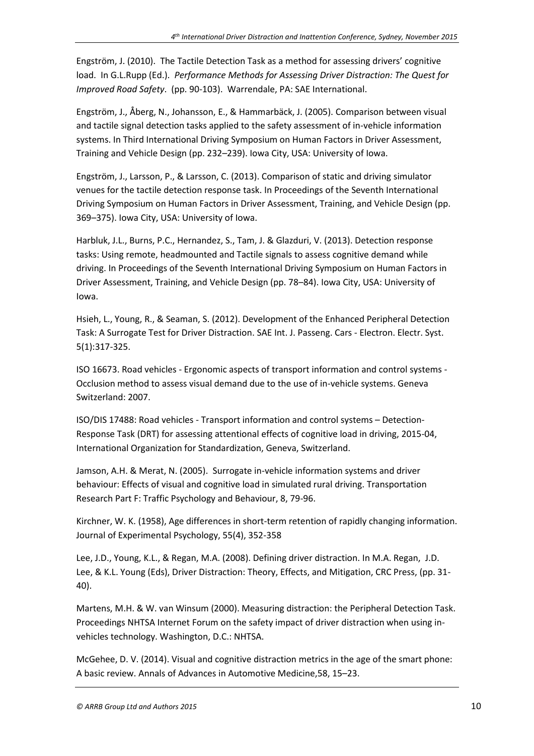Engström, J. (2010). The Tactile Detection Task as a method for assessing drivers' cognitive load. In G.L.Rupp (Ed.). *Performance Methods for Assessing Driver Distraction: The Quest for Improved Road Safety*. (pp. 90-103). Warrendale, PA: SAE International.

Engström, J., Åberg, N., Johansson, E., & Hammarbäck, J. (2005). Comparison between visual and tactile signal detection tasks applied to the safety assessment of in-vehicle information systems. In Third International Driving Symposium on Human Factors in Driver Assessment, Training and Vehicle Design (pp. 232–239). Iowa City, USA: University of Iowa.

Engström, J., Larsson, P., & Larsson, C. (2013). Comparison of static and driving simulator venues for the tactile detection response task. In Proceedings of the Seventh International Driving Symposium on Human Factors in Driver Assessment, Training, and Vehicle Design (pp. 369–375). Iowa City, USA: University of Iowa.

Harbluk, J.L., Burns, P.C., Hernandez, S., Tam, J. & Glazduri, V. (2013). Detection response tasks: Using remote, headmounted and Tactile signals to assess cognitive demand while driving. In Proceedings of the Seventh International Driving Symposium on Human Factors in Driver Assessment, Training, and Vehicle Design (pp. 78–84). Iowa City, USA: University of Iowa.

Hsieh, L., Young, R., & Seaman, S. (2012). Development of the Enhanced Peripheral Detection Task: A Surrogate Test for Driver Distraction. SAE Int. J. Passeng. Cars - Electron. Electr. Syst. 5(1):317-325.

ISO 16673. Road vehicles - Ergonomic aspects of transport information and control systems - Occlusion method to assess visual demand due to the use of in-vehicle systems. Geneva Switzerland: 2007.

ISO/DIS 17488: Road vehicles - Transport information and control systems – Detection-Response Task (DRT) for assessing attentional effects of cognitive load in driving, 2015-04, International Organization for Standardization, Geneva, Switzerland.

Jamson, A.H. & Merat, N. (2005). Surrogate in-vehicle information systems and driver behaviour: Effects of visual and cognitive load in simulated rural driving. Transportation Research Part F: Traffic Psychology and Behaviour, 8, 79-96.

Kirchner, W. K. (1958), Age differences in short-term retention of rapidly changing information. Journal of Experimental Psychology, 55(4), 352-358

Lee, J.D., Young, K.L., & Regan, M.A. (2008). Defining driver distraction. In M.A. Regan, J.D. Lee, & K.L. Young (Eds), Driver Distraction: Theory, Effects, and Mitigation, CRC Press, (pp. 31-40).

Martens, M.H. & W. van Winsum (2000). Measuring distraction: the Peripheral Detection Task. Proceedings NHTSA Internet Forum on the safety impact of driver distraction when using in-vehicles technology. Washington, D.C.: NHTSA.

McGehee, D. V. (2014). Visual and cognitive distraction metrics in the age of the smart phone: A basic review. Annals of Advances in Automotive Medicine,58, 15–23.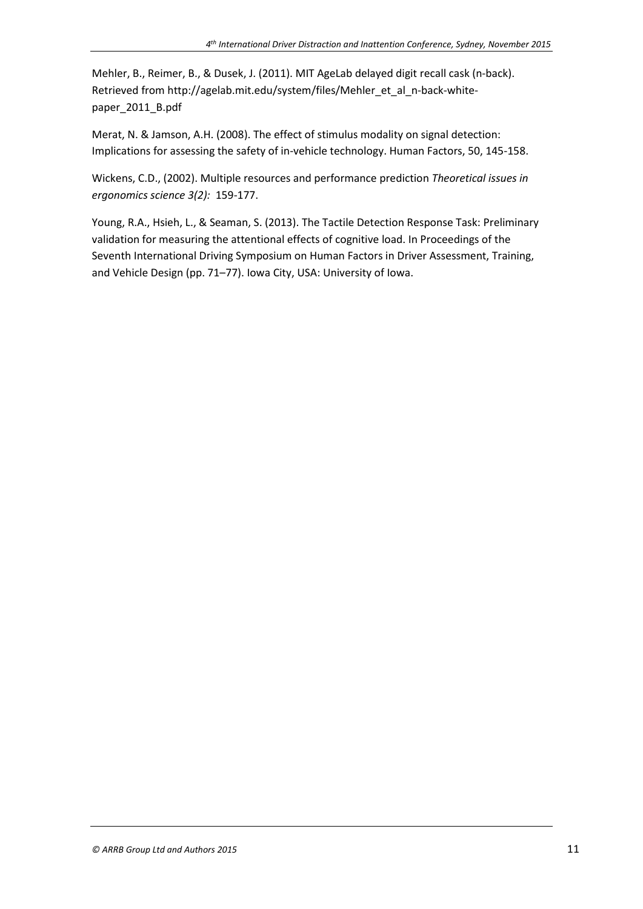Mehler, B., Reimer, B., & Dusek, J. (2011). MIT AgeLab delayed digit recall cask (n-back). Retrieved from http://agelab.mit.edu/system/files/Mehler_et_al_n-back-white-paper_2011_B.pdf

Merat, N. & Jamson, A.H. (2008). The effect of stimulus modality on signal detection: Implications for assessing the safety of in-vehicle technology. Human Factors, 50, 145-158.

Wickens, C.D., (2002). Multiple resources and performance prediction *Theoretical issues in ergonomics science 3(2):* 159-177.

Young, R.A., Hsieh, L., & Seaman, S. (2013). The Tactile Detection Response Task: Preliminary validation for measuring the attentional effects of cognitive load. In Proceedings of the Seventh International Driving Symposium on Human Factors in Driver Assessment, Training, and Vehicle Design (pp. 71–77). Iowa City, USA: University of Iowa.